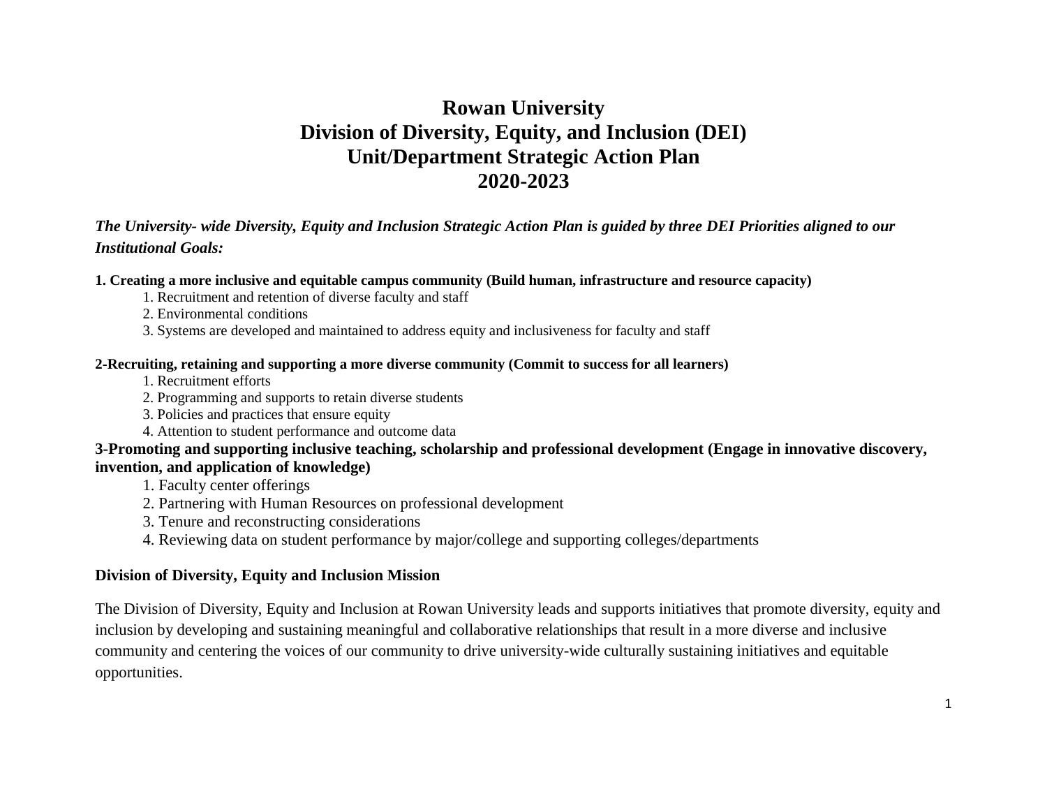# Rowan University
# Division of Diversity, Equity, and Inclusion (DEI)
# Unit/Department Strategic Action Plan
# 2020-2023

***The University- wide Diversity, Equity and Inclusion Strategic Action Plan is guided by three DEI Priorities aligned to our Institutional Goals:***

**1. Creating a more inclusive and equitable campus community (Build human, infrastructure and resource capacity)**

1. Recruitment and retention of diverse faculty and staff
2. Environmental conditions
3. Systems are developed and maintained to address equity and inclusiveness for faculty and staff

**2-Recruiting, retaining and supporting a more diverse community (Commit to success for all learners)**

1. Recruitment efforts
2. Programming and supports to retain diverse students
3. Policies and practices that ensure equity
4. Attention to student performance and outcome data

**3-Promoting and supporting inclusive teaching, scholarship and professional development (Engage in innovative discovery, invention, and application of knowledge)**

1. Faculty center offerings
2. Partnering with Human Resources on professional development
3. Tenure and reconstructing considerations
4. Reviewing data on student performance by major/college and supporting colleges/departments

**Division of Diversity, Equity and Inclusion Mission**

The Division of Diversity, Equity and Inclusion at Rowan University leads and supports initiatives that promote diversity, equity and inclusion by developing and sustaining meaningful and collaborative relationships that result in a more diverse and inclusive community and centering the voices of our community to drive university-wide culturally sustaining initiatives and equitable opportunities.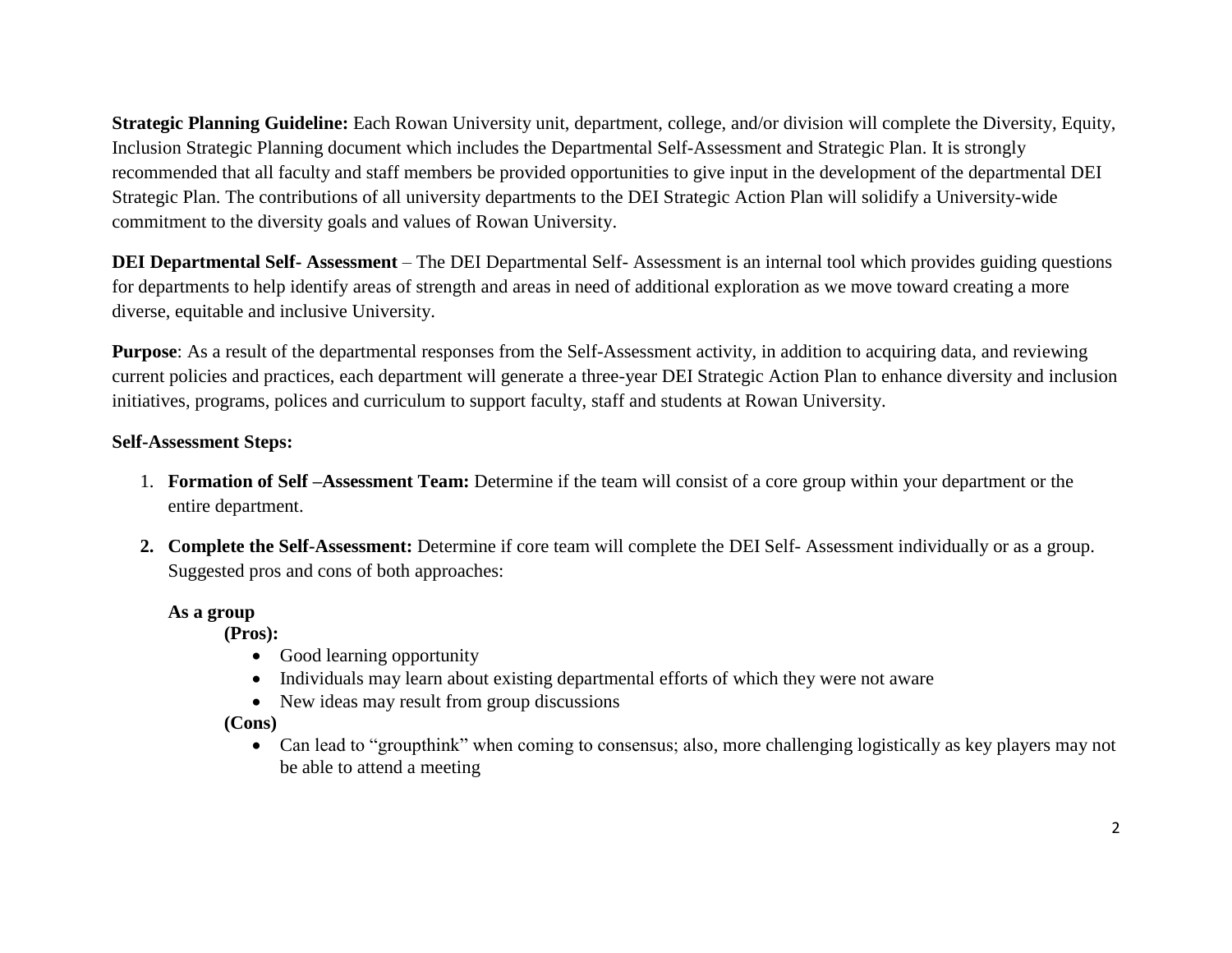**Strategic Planning Guideline:** Each Rowan University unit, department, college, and/or division will complete the Diversity, Equity, Inclusion Strategic Planning document which includes the Departmental Self-Assessment and Strategic Plan. It is strongly recommended that all faculty and staff members be provided opportunities to give input in the development of the departmental DEI Strategic Plan. The contributions of all university departments to the DEI Strategic Action Plan will solidify a University-wide commitment to the diversity goals and values of Rowan University.

**DEI Departmental Self- Assessment** – The DEI Departmental Self- Assessment is an internal tool which provides guiding questions for departments to help identify areas of strength and areas in need of additional exploration as we move toward creating a more diverse, equitable and inclusive University.

**Purpose**: As a result of the departmental responses from the Self-Assessment activity, in addition to acquiring data, and reviewing current policies and practices, each department will generate a three-year DEI Strategic Action Plan to enhance diversity and inclusion initiatives, programs, polices and curriculum to support faculty, staff and students at Rowan University.

**Self-Assessment Steps:**

1. **Formation of Self –Assessment Team:** Determine if the team will consist of a core group within your department or the entire department.

2. **Complete the Self-Assessment:** Determine if core team will complete the DEI Self- Assessment individually or as a group. Suggested pros and cons of both approaches:

   **As a group**

   **(Pros):**
   - Good learning opportunity
   - Individuals may learn about existing departmental efforts of which they were not aware
   - New ideas may result from group discussions

   **(Cons)**
   - Can lead to "groupthink" when coming to consensus; also, more challenging logistically as key players may not be able to attend a meeting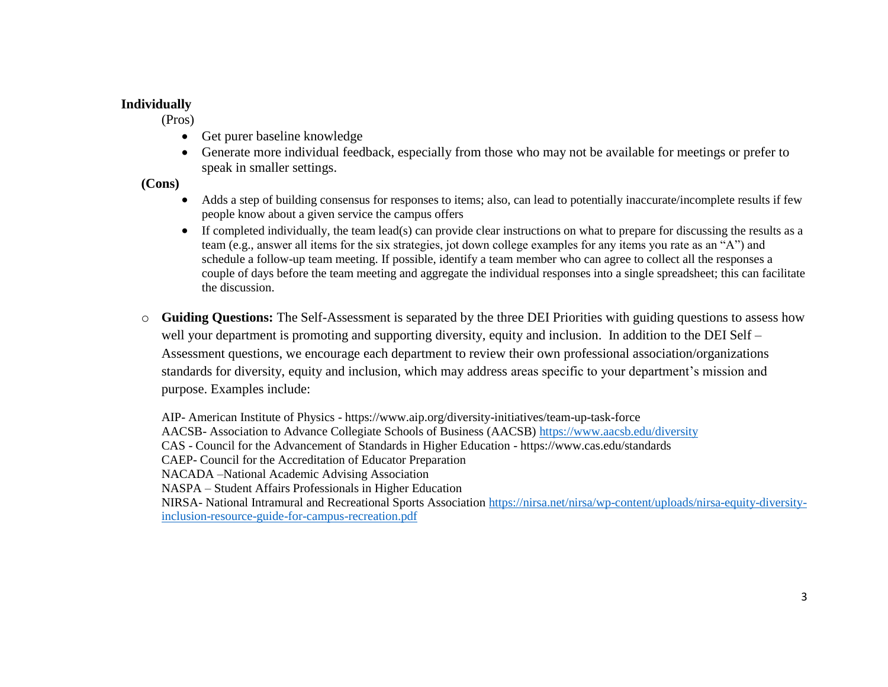**Individually**

(Pros)

- Get purer baseline knowledge
- Generate more individual feedback, especially from those who may not be available for meetings or prefer to speak in smaller settings.

**(Cons)**

- Adds a step of building consensus for responses to items; also, can lead to potentially inaccurate/incomplete results if few people know about a given service the campus offers
- If completed individually, the team lead(s) can provide clear instructions on what to prepare for discussing the results as a team (e.g., answer all items for the six strategies, jot down college examples for any items you rate as an "A") and schedule a follow-up team meeting. If possible, identify a team member who can agree to collect all the responses a couple of days before the team meeting and aggregate the individual responses into a single spreadsheet; this can facilitate the discussion.

- **Guiding Questions:** The Self-Assessment is separated by the three DEI Priorities with guiding questions to assess how well your department is promoting and supporting diversity, equity and inclusion. In addition to the DEI Self – Assessment questions, we encourage each department to review their own professional association/organizations standards for diversity, equity and inclusion, which may address areas specific to your department's mission and purpose. Examples include:

  AIP- American Institute of Physics - https://www.aip.org/diversity-initiatives/team-up-task-force
  AACSB- Association to Advance Collegiate Schools of Business (AACSB) https://www.aacsb.edu/diversity
  CAS - Council for the Advancement of Standards in Higher Education - https://www.cas.edu/standards
  CAEP- Council for the Accreditation of Educator Preparation
  NACADA –National Academic Advising Association
  NASPA – Student Affairs Professionals in Higher Education
  NIRSA- National Intramural and Recreational Sports Association https://nirsa.net/nirsa/wp-content/uploads/nirsa-equity-diversity-inclusion-resource-guide-for-campus-recreation.pdf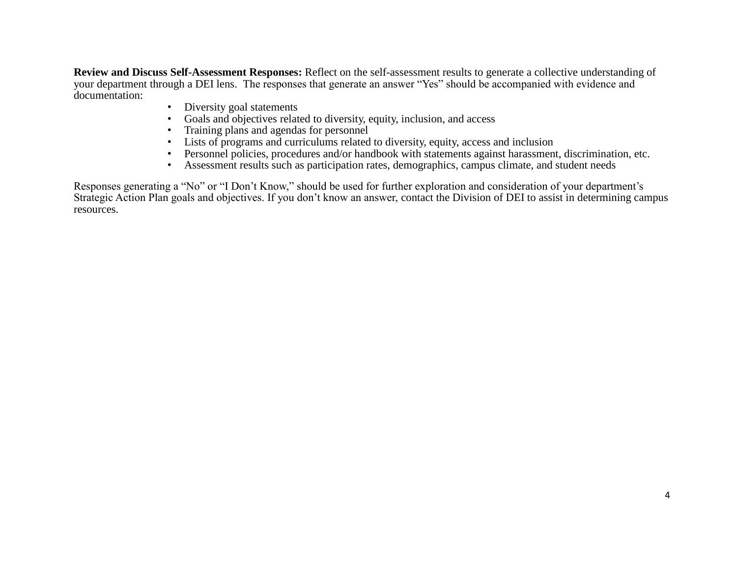**Review and Discuss Self-Assessment Responses:** Reflect on the self-assessment results to generate a collective understanding of your department through a DEI lens. The responses that generate an answer "Yes" should be accompanied with evidence and documentation:

- Diversity goal statements
- Goals and objectives related to diversity, equity, inclusion, and access
- Training plans and agendas for personnel
- Lists of programs and curriculums related to diversity, equity, access and inclusion
- Personnel policies, procedures and/or handbook with statements against harassment, discrimination, etc.
- Assessment results such as participation rates, demographics, campus climate, and student needs

Responses generating a "No" or "I Don't Know," should be used for further exploration and consideration of your department's Strategic Action Plan goals and objectives. If you don't know an answer, contact the Division of DEI to assist in determining campus resources.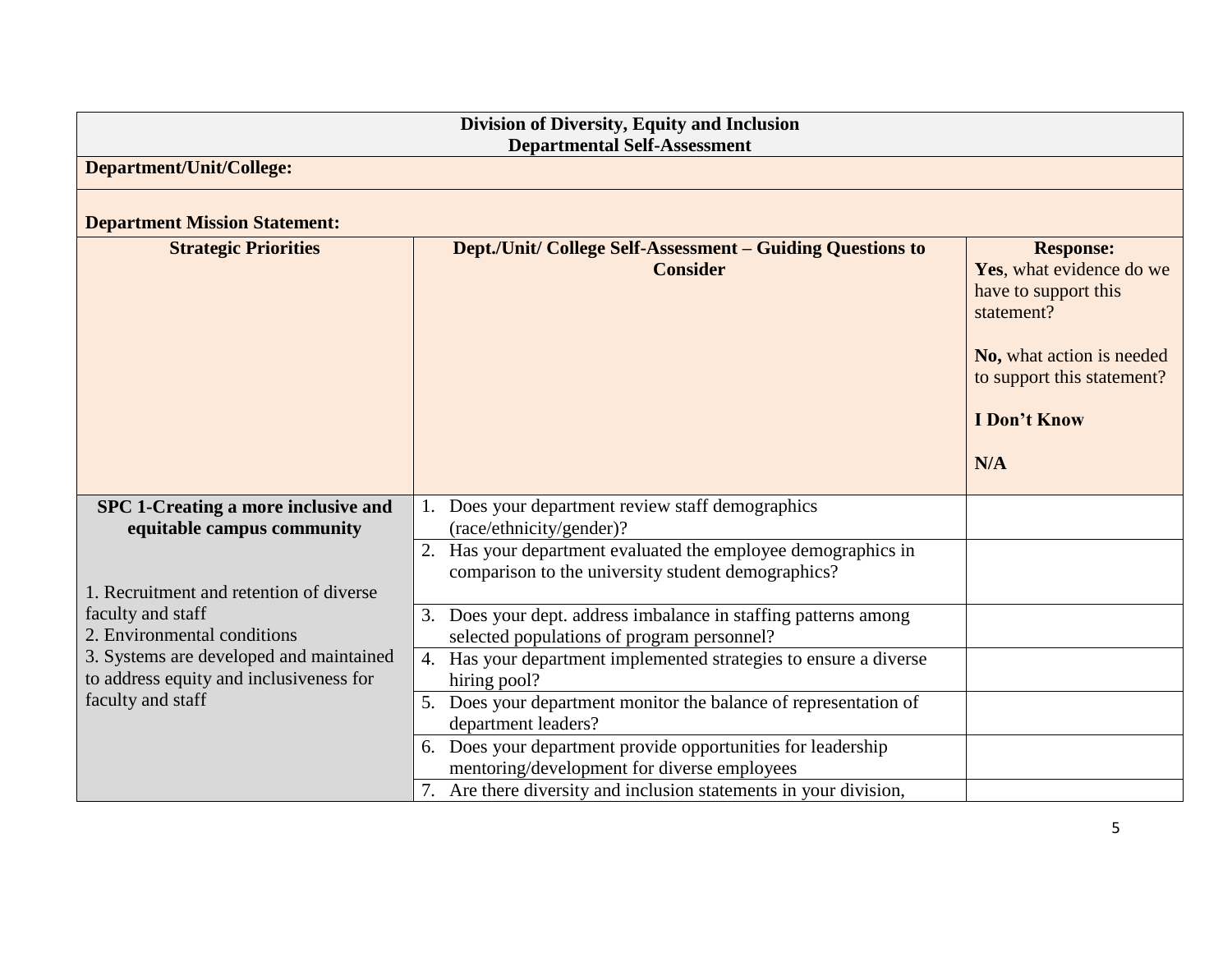| **Division of Diversity, Equity and Inclusion**<br>**Departmental Self-Assessment** | | |
|---|---|---|
| **Department/Unit/College:** | | |
| **Department Mission Statement:** | | |
| **Strategic Priorities** | **Dept./Unit/ College Self-Assessment – Guiding Questions to Consider** | **Response:**<br>**Yes**, what evidence do we have to support this statement?<br><br>**No,** what action is needed to support this statement?<br><br>**I Don't Know**<br><br>**N/A** |
| **SPC 1-Creating a more inclusive and equitable campus community**<br><br>1. Recruitment and retention of diverse faculty and staff<br>2. Environmental conditions<br>3. Systems are developed and maintained to address equity and inclusiveness for faculty and staff | 1. Does your department review staff demographics (race/ethnicity/gender)? | |
| | 2. Has your department evaluated the employee demographics in comparison to the university student demographics? | |
| | 3. Does your dept. address imbalance in staffing patterns among selected populations of program personnel? | |
| | 4. Has your department implemented strategies to ensure a diverse hiring pool? | |
| | 5. Does your department monitor the balance of representation of department leaders? | |
| | 6. Does your department provide opportunities for leadership mentoring/development for diverse employees | |
| | 7. Are there diversity and inclusion statements in your division, | |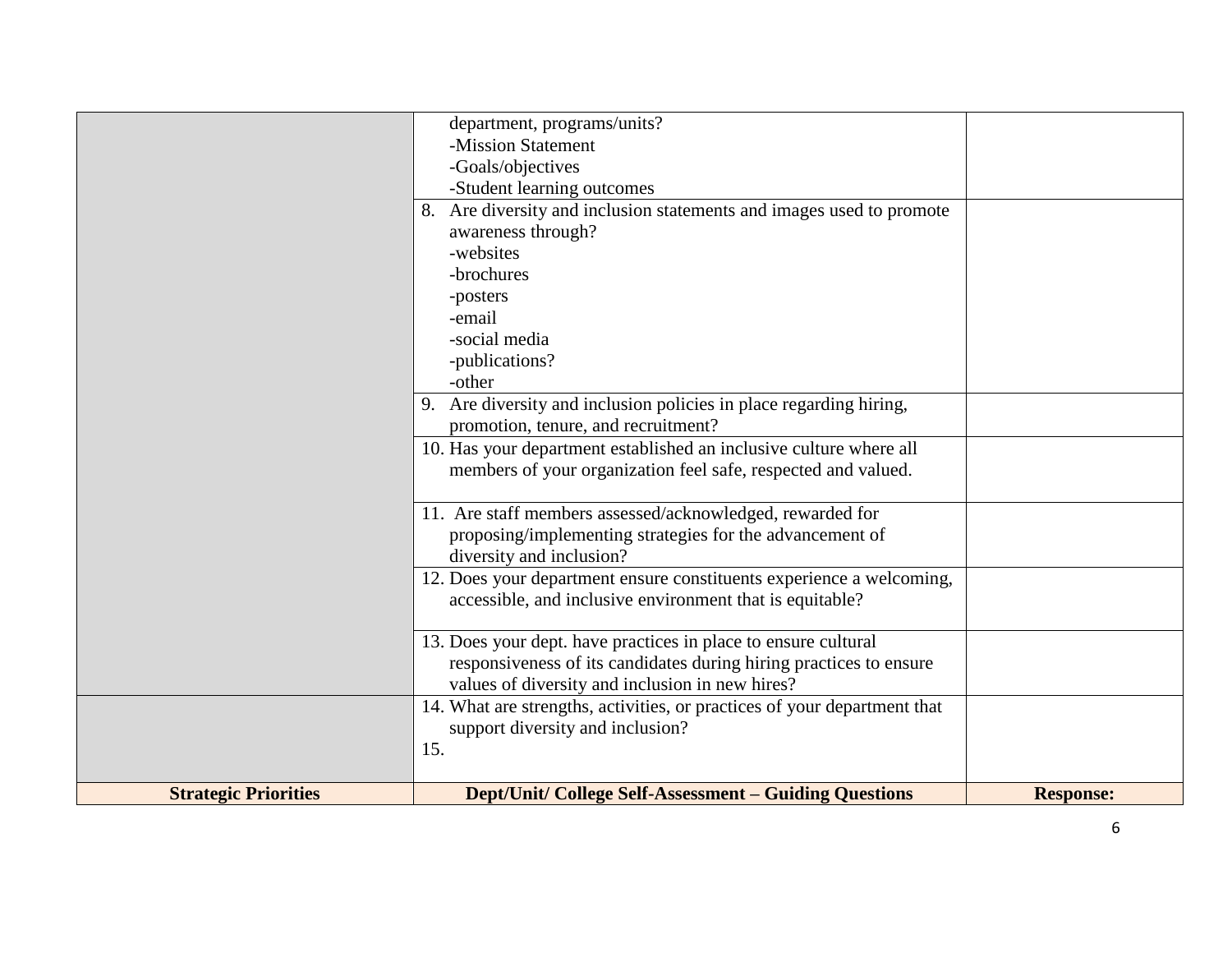| Strategic Priorities | Dept/Unit/ College Self-Assessment – Guiding Questions | Response: |
|---|---|---|
| | department, programs/units?<br>-Mission Statement<br>-Goals/objectives<br>-Student learning outcomes | |
| | 8. Are diversity and inclusion statements and images used to promote awareness through?<br>-websites<br>-brochures<br>-posters<br>-email<br>-social media<br>-publications?<br>-other | |
| | 9. Are diversity and inclusion policies in place regarding hiring, promotion, tenure, and recruitment? | |
| | 10. Has your department established an inclusive culture where all members of your organization feel safe, respected and valued. | |
| | 11. Are staff members assessed/acknowledged, rewarded for proposing/implementing strategies for the advancement of diversity and inclusion? | |
| | 12. Does your department ensure constituents experience a welcoming, accessible, and inclusive environment that is equitable? | |
| | 13. Does your dept. have practices in place to ensure cultural responsiveness of its candidates during hiring practices to ensure values of diversity and inclusion in new hires? | |
| | 14. What are strengths, activities, or practices of your department that support diversity and inclusion?<br>15. | |
| **Strategic Priorities** | **Dept/Unit/ College Self-Assessment – Guiding Questions** | **Response:** |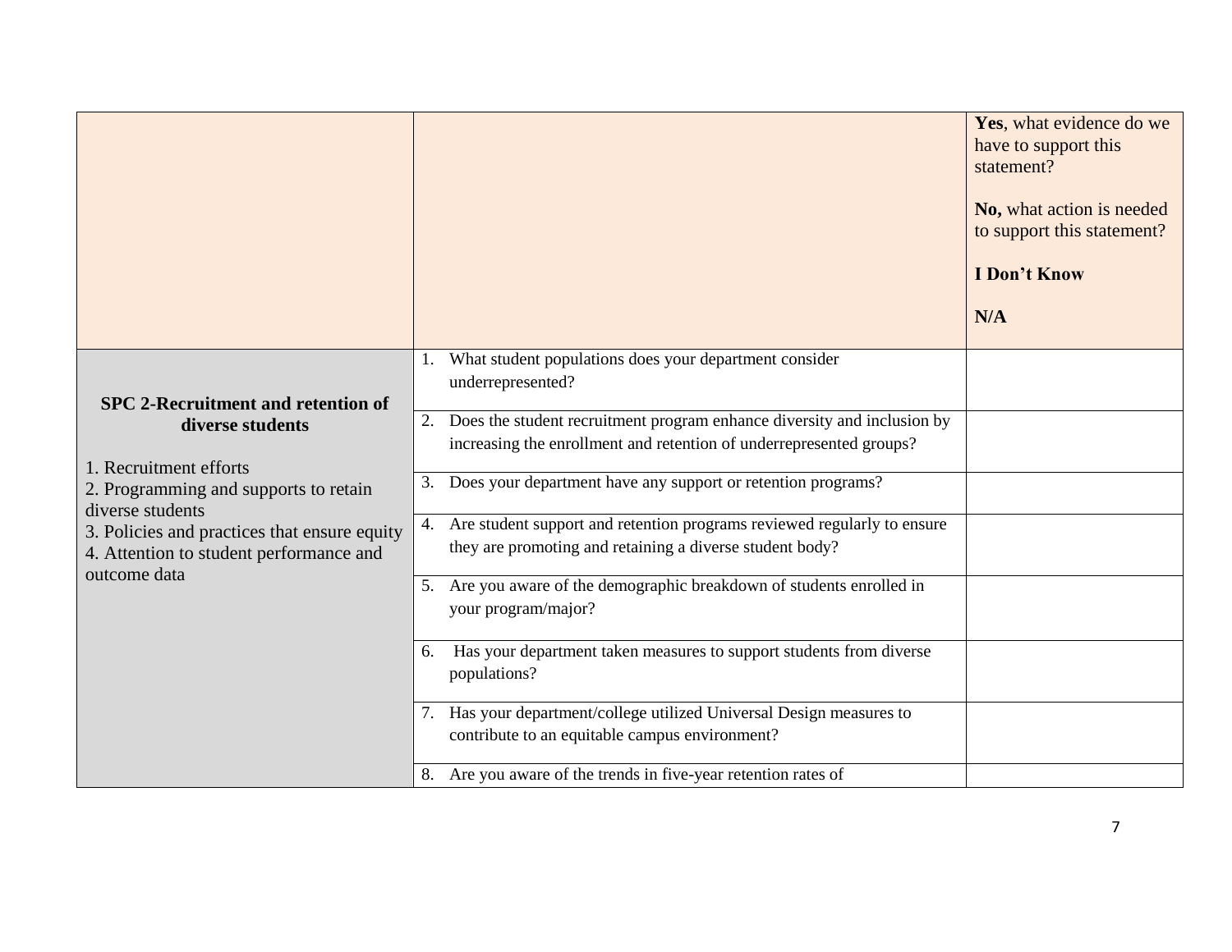| | | **Yes**, what evidence do we have to support this statement?<br><br>**No,** what action is needed to support this statement?<br><br>**I Don't Know**<br><br>**N/A** |
|---|---|---|
| **SPC 2-Recruitment and retention of diverse students**<br><br>1. Recruitment efforts<br>2. Programming and supports to retain diverse students<br>3. Policies and practices that ensure equity<br>4. Attention to student performance and outcome data | 1. What student populations does your department consider underrepresented? | |
| | 2. Does the student recruitment program enhance diversity and inclusion by increasing the enrollment and retention of underrepresented groups? | |
| | 3. Does your department have any support or retention programs? | |
| | 4. Are student support and retention programs reviewed regularly to ensure they are promoting and retaining a diverse student body? | |
| | 5. Are you aware of the demographic breakdown of students enrolled in your program/major? | |
| | 6. Has your department taken measures to support students from diverse populations? | |
| | 7. Has your department/college utilized Universal Design measures to contribute to an equitable campus environment? | |
| | 8. Are you aware of the trends in five-year retention rates of | |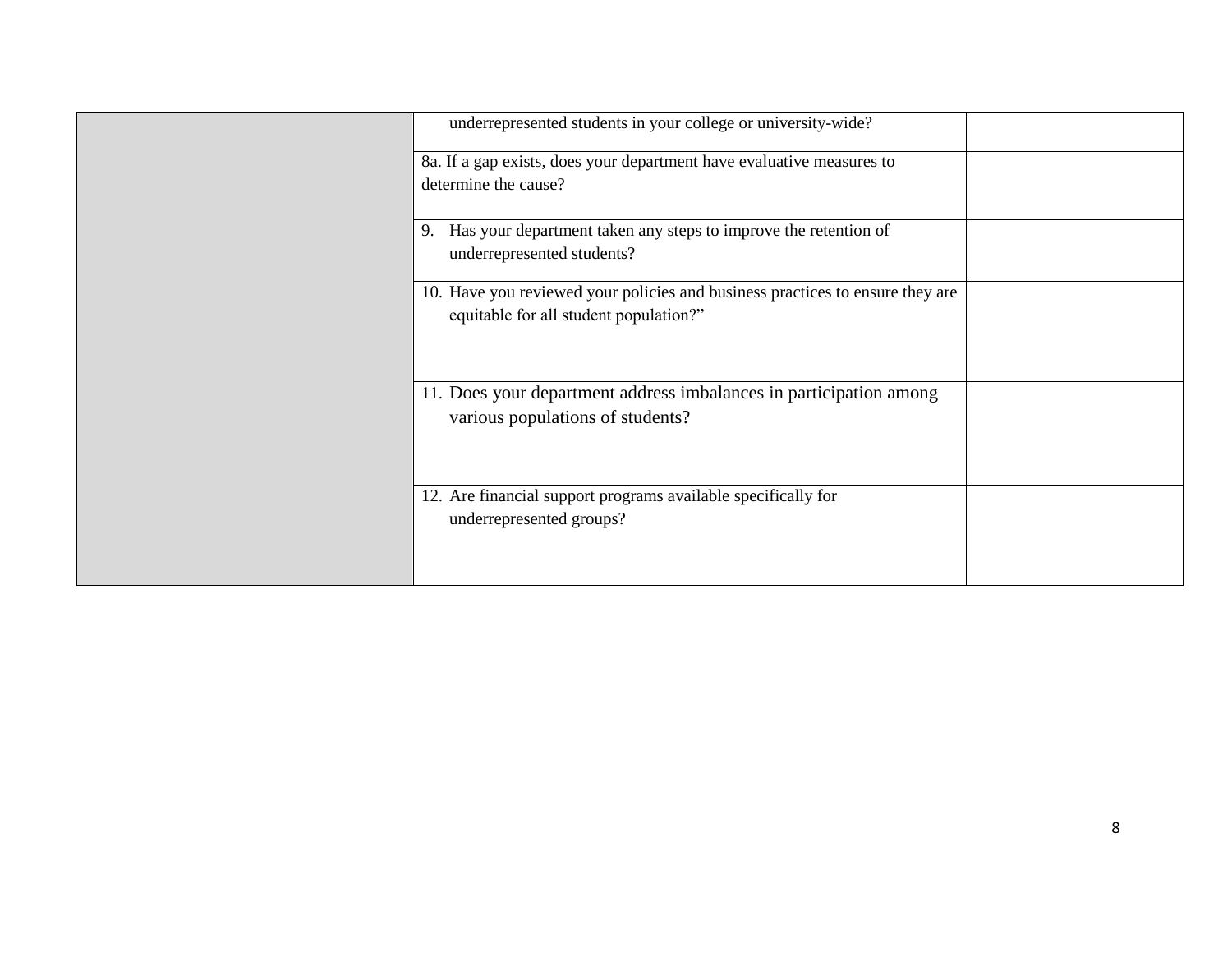| | | |
|---|---|---|
| | underrepresented students in your college or university-wide? | |
| | 8a. If a gap exists, does your department have evaluative measures to determine the cause? | |
| | 9. Has your department taken any steps to improve the retention of underrepresented students? | |
| | 10. Have you reviewed your policies and business practices to ensure they are equitable for all student population?” | |
| | 11. Does your department address imbalances in participation among various populations of students? | |
| | 12. Are financial support programs available specifically for underrepresented groups? | |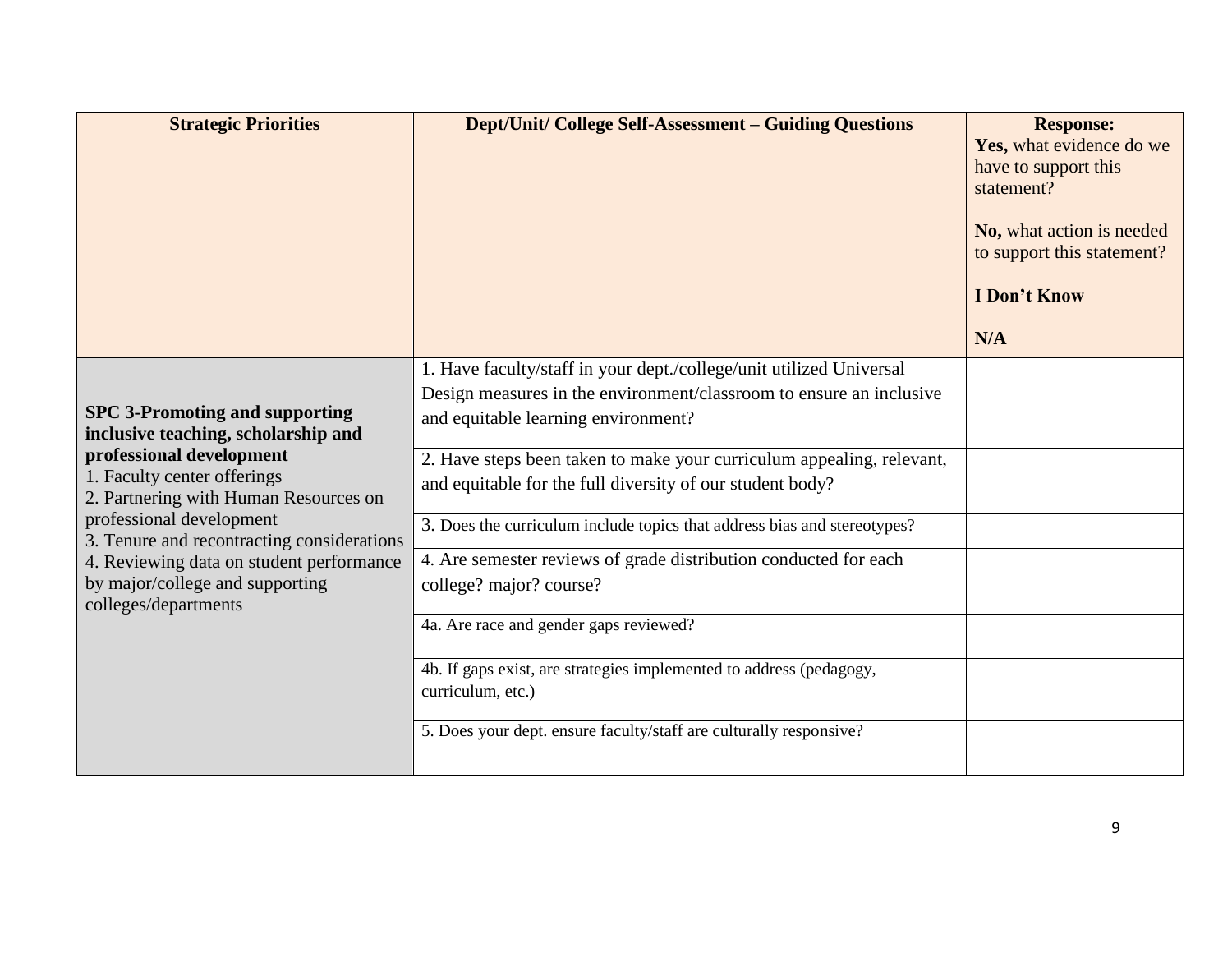| Strategic Priorities | Dept/Unit/ College Self-Assessment – Guiding Questions | Response:<br>**Yes,** what evidence do we have to support this statement?<br><br>**No,** what action is needed to support this statement?<br><br>**I Don't Know**<br><br>**N/A** |
|---|---|---|
| **SPC 3-Promoting and supporting inclusive teaching, scholarship and professional development**<br>1. Faculty center offerings<br>2. Partnering with Human Resources on professional development<br>3. Tenure and recontracting considerations<br>4. Reviewing data on student performance by major/college and supporting colleges/departments | 1. Have faculty/staff in your dept./college/unit utilized Universal Design measures in the environment/classroom to ensure an inclusive and equitable learning environment? | |
| | 2. Have steps been taken to make your curriculum appealing, relevant, and equitable for the full diversity of our student body? | |
| | 3. Does the curriculum include topics that address bias and stereotypes? | |
| | 4. Are semester reviews of grade distribution conducted for each college? major? course? | |
| | 4a. Are race and gender gaps reviewed? | |
| | 4b. If gaps exist, are strategies implemented to address (pedagogy, curriculum, etc.) | |
| | 5. Does your dept. ensure faculty/staff are culturally responsive? | |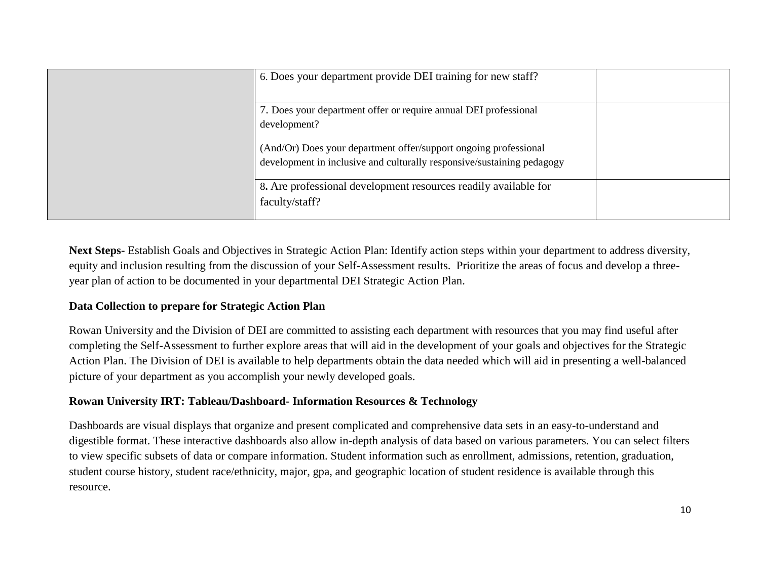| | | |
|---|---|---|
| | 6. Does your department provide DEI training for new staff? | |
| | 7. Does your department offer or require annual DEI professional development?<br><br>(And/Or) Does your department offer/support ongoing professional development in inclusive and culturally responsive/sustaining pedagogy | |
| | 8. Are professional development resources readily available for faculty/staff? | |

**Next Steps-** Establish Goals and Objectives in Strategic Action Plan: Identify action steps within your department to address diversity, equity and inclusion resulting from the discussion of your Self-Assessment results. Prioritize the areas of focus and develop a three-year plan of action to be documented in your departmental DEI Strategic Action Plan.

**Data Collection to prepare for Strategic Action Plan**

Rowan University and the Division of DEI are committed to assisting each department with resources that you may find useful after completing the Self-Assessment to further explore areas that will aid in the development of your goals and objectives for the Strategic Action Plan. The Division of DEI is available to help departments obtain the data needed which will aid in presenting a well-balanced picture of your department as you accomplish your newly developed goals.

**Rowan University IRT: Tableau/Dashboard- Information Resources & Technology**

Dashboards are visual displays that organize and present complicated and comprehensive data sets in an easy-to-understand and digestible format. These interactive dashboards also allow in-depth analysis of data based on various parameters. You can select filters to view specific subsets of data or compare information. Student information such as enrollment, admissions, retention, graduation, student course history, student race/ethnicity, major, gpa, and geographic location of student residence is available through this resource.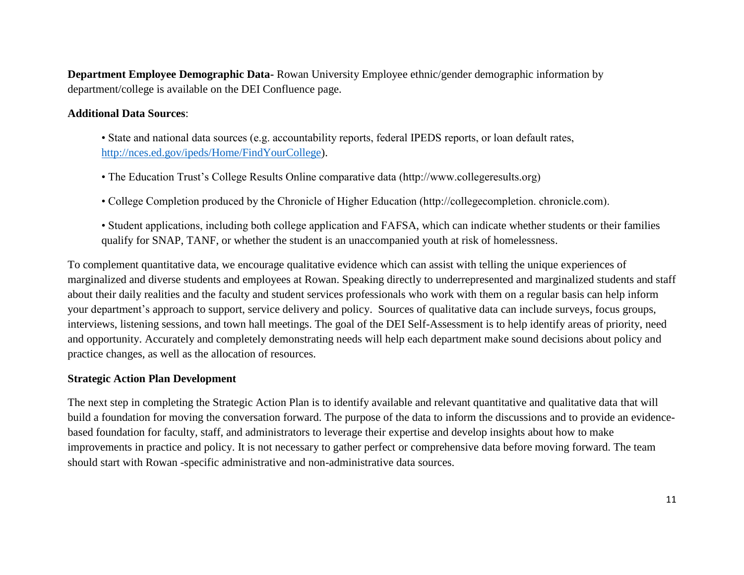**Department Employee Demographic Data-** Rowan University Employee ethnic/gender demographic information by department/college is available on the DEI Confluence page.

**Additional Data Sources**:

- State and national data sources (e.g. accountability reports, federal IPEDS reports, or loan default rates, [http://nces.ed.gov/ipeds/Home/FindYourCollege](http://nces.ed.gov/ipeds/Home/FindYourCollege)).
- The Education Trust's College Results Online comparative data (http://www.collegeresults.org)
- College Completion produced by the Chronicle of Higher Education (http://collegecompletion. chronicle.com).
- Student applications, including both college application and FAFSA, which can indicate whether students or their families qualify for SNAP, TANF, or whether the student is an unaccompanied youth at risk of homelessness.

To complement quantitative data, we encourage qualitative evidence which can assist with telling the unique experiences of marginalized and diverse students and employees at Rowan. Speaking directly to underrepresented and marginalized students and staff about their daily realities and the faculty and student services professionals who work with them on a regular basis can help inform your department's approach to support, service delivery and policy. Sources of qualitative data can include surveys, focus groups, interviews, listening sessions, and town hall meetings. The goal of the DEI Self-Assessment is to help identify areas of priority, need and opportunity. Accurately and completely demonstrating needs will help each department make sound decisions about policy and practice changes, as well as the allocation of resources.

**Strategic Action Plan Development**

The next step in completing the Strategic Action Plan is to identify available and relevant quantitative and qualitative data that will build a foundation for moving the conversation forward. The purpose of the data to inform the discussions and to provide an evidence-based foundation for faculty, staff, and administrators to leverage their expertise and develop insights about how to make improvements in practice and policy. It is not necessary to gather perfect or comprehensive data before moving forward. The team should start with Rowan -specific administrative and non-administrative data sources.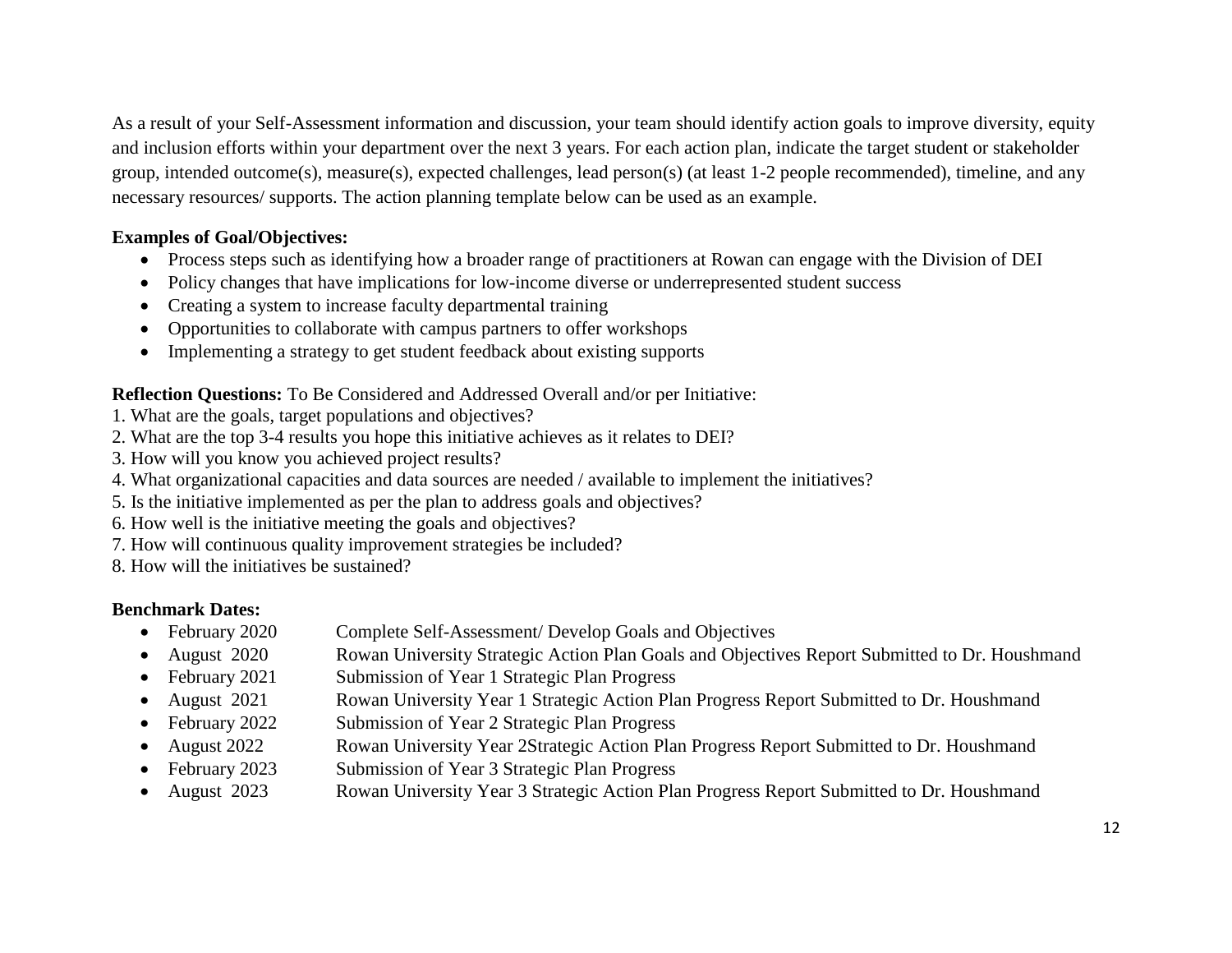As a result of your Self-Assessment information and discussion, your team should identify action goals to improve diversity, equity and inclusion efforts within your department over the next 3 years. For each action plan, indicate the target student or stakeholder group, intended outcome(s), measure(s), expected challenges, lead person(s) (at least 1-2 people recommended), timeline, and any necessary resources/ supports. The action planning template below can be used as an example.

**Examples of Goal/Objectives:**

- Process steps such as identifying how a broader range of practitioners at Rowan can engage with the Division of DEI
- Policy changes that have implications for low-income diverse or underrepresented student success
- Creating a system to increase faculty departmental training
- Opportunities to collaborate with campus partners to offer workshops
- Implementing a strategy to get student feedback about existing supports

**Reflection Questions:** To Be Considered and Addressed Overall and/or per Initiative:

1. What are the goals, target populations and objectives?
2. What are the top 3-4 results you hope this initiative achieves as it relates to DEI?
3. How will you know you achieved project results?
4. What organizational capacities and data sources are needed / available to implement the initiatives?
5. Is the initiative implemented as per the plan to address goals and objectives?
6. How well is the initiative meeting the goals and objectives?
7. How will continuous quality improvement strategies be included?
8. How will the initiatives be sustained?

**Benchmark Dates:**

- February 2020 Complete Self-Assessment/ Develop Goals and Objectives
- August 2020 Rowan University Strategic Action Plan Goals and Objectives Report Submitted to Dr. Houshmand
- February 2021 Submission of Year 1 Strategic Plan Progress
- August 2021 Rowan University Year 1 Strategic Action Plan Progress Report Submitted to Dr. Houshmand
- February 2022 Submission of Year 2 Strategic Plan Progress
- August 2022 Rowan University Year 2Strategic Action Plan Progress Report Submitted to Dr. Houshmand
- February 2023 Submission of Year 3 Strategic Plan Progress
- August 2023 Rowan University Year 3 Strategic Action Plan Progress Report Submitted to Dr. Houshmand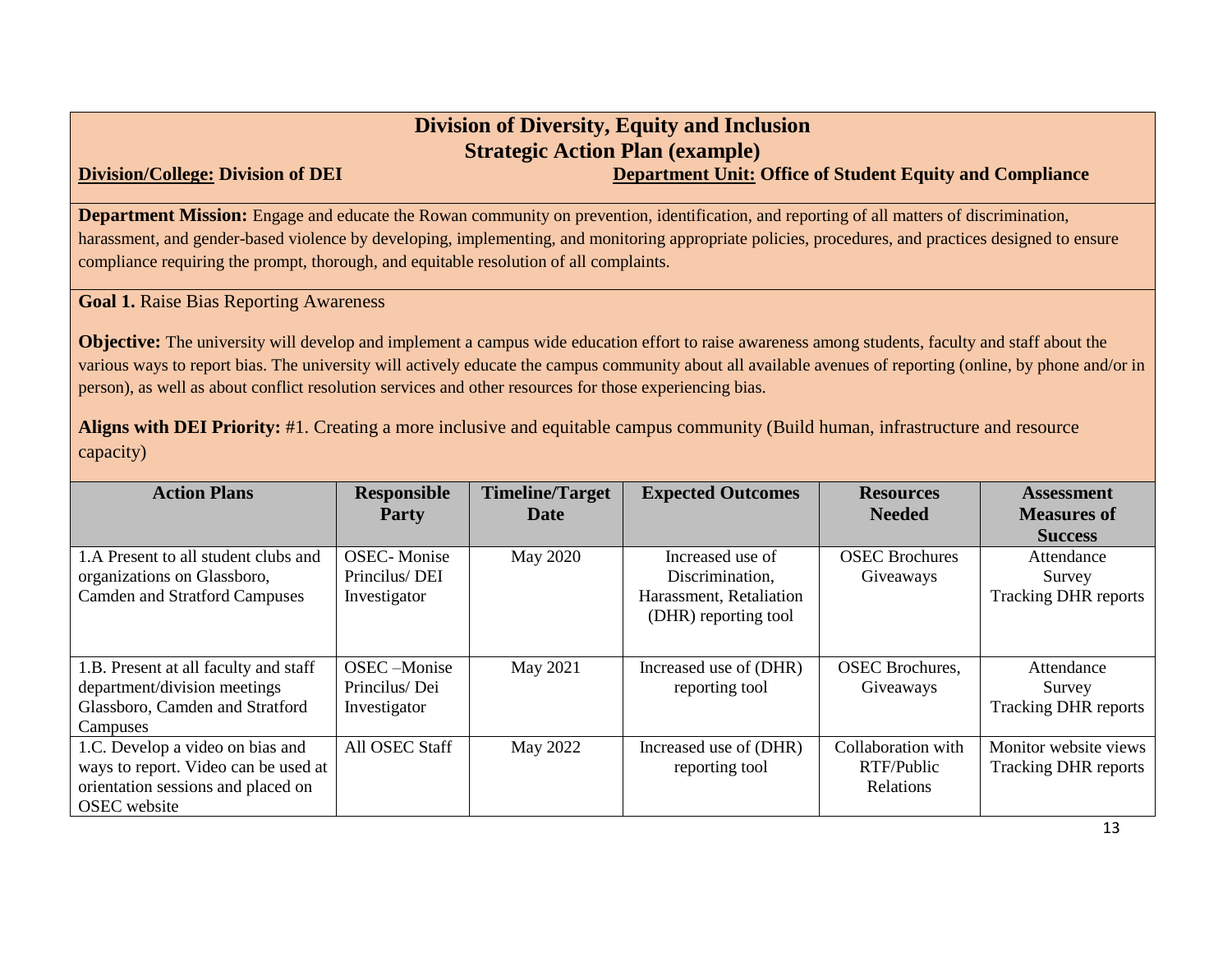# Division of Diversity, Equity and Inclusion

## Strategic Action Plan (example)

**Division/College: Division of DEI** **Department Unit: Office of Student Equity and Compliance**

**Department Mission:** Engage and educate the Rowan community on prevention, identification, and reporting of all matters of discrimination, harassment, and gender-based violence by developing, implementing, and monitoring appropriate policies, procedures, and practices designed to ensure compliance requiring the prompt, thorough, and equitable resolution of all complaints.

**Goal 1.** Raise Bias Reporting Awareness

**Objective:** The university will develop and implement a campus wide education effort to raise awareness among students, faculty and staff about the various ways to report bias. The university will actively educate the campus community about all available avenues of reporting (online, by phone and/or in person), as well as about conflict resolution services and other resources for those experiencing bias.

**Aligns with DEI Priority:** #1. Creating a more inclusive and equitable campus community (Build human, infrastructure and resource capacity)

| Action Plans | Responsible Party | Timeline/Target Date | Expected Outcomes | Resources Needed | Assessment Measures of Success |
|---|---|---|---|---|---|
| 1.A Present to all student clubs and organizations on Glassboro, Camden and Stratford Campuses | OSEC- Monise Princilus/ DEI Investigator | May 2020 | Increased use of Discrimination, Harassment, Retaliation (DHR) reporting tool | OSEC Brochures Giveaways | Attendance<br>Survey<br>Tracking DHR reports |
| 1.B. Present at all faculty and staff department/division meetings Glassboro, Camden and Stratford Campuses | OSEC –Monise Princilus/ Dei Investigator | May 2021 | Increased use of (DHR) reporting tool | OSEC Brochures, Giveaways | Attendance<br>Survey<br>Tracking DHR reports |
| 1.C. Develop a video on bias and ways to report. Video can be used at orientation sessions and placed on OSEC website | All OSEC Staff | May 2022 | Increased use of (DHR) reporting tool | Collaboration with RTF/Public Relations | Monitor website views<br>Tracking DHR reports |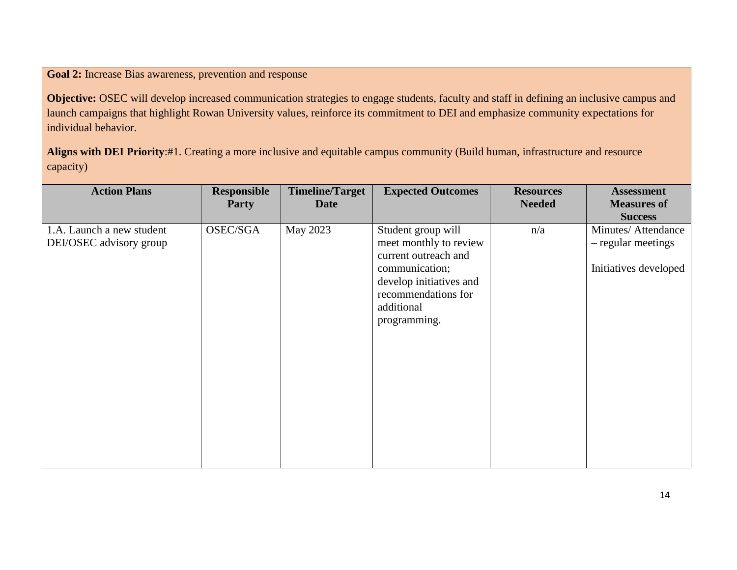**Goal 2:** Increase Bias awareness, prevention and response

**Objective:** OSEC will develop increased communication strategies to engage students, faculty and staff in defining an inclusive campus and launch campaigns that highlight Rowan University values, reinforce its commitment to DEI and emphasize community expectations for individual behavior.

**Aligns with DEI Priority**:#1. Creating a more inclusive and equitable campus community (Build human, infrastructure and resource capacity)

| Action Plans | Responsible Party | Timeline/Target Date | Expected Outcomes | Resources Needed | Assessment Measures of Success |
|---|---|---|---|---|---|
| 1.A. Launch a new student DEI/OSEC advisory group | OSEC/SGA | May 2023 | Student group will meet monthly to review current outreach and communication; develop initiatives and recommendations for additional programming. | n/a | Minutes/ Attendance – regular meetings<br><br>Initiatives developed |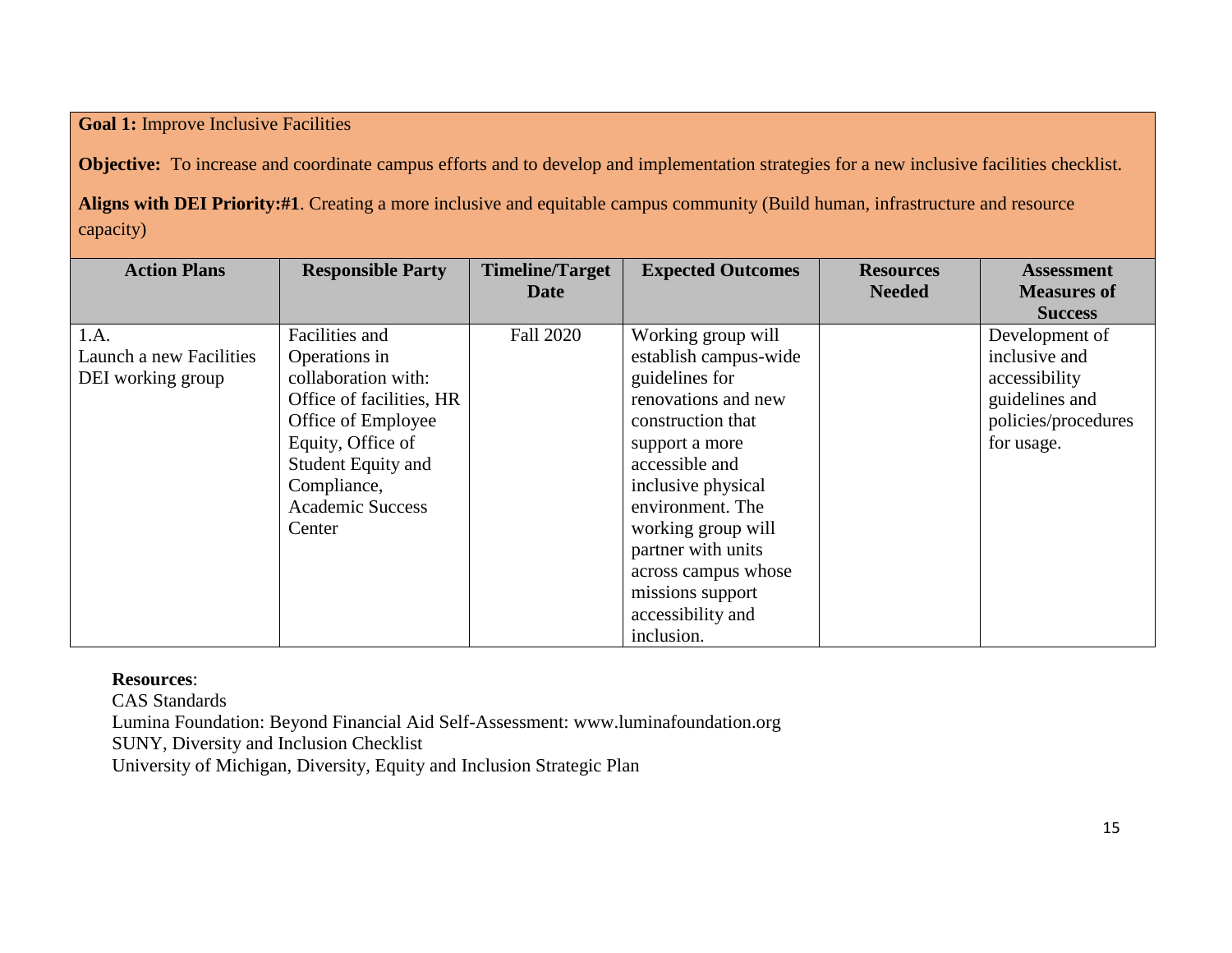**Goal 1:** Improve Inclusive Facilities

**Objective:** To increase and coordinate campus efforts and to develop and implementation strategies for a new inclusive facilities checklist.

**Aligns with DEI Priority:#1**. Creating a more inclusive and equitable campus community (Build human, infrastructure and resource capacity)

| Action Plans | Responsible Party | Timeline/Target Date | Expected Outcomes | Resources Needed | Assessment Measures of Success |
|---|---|---|---|---|---|
| 1.A. Launch a new Facilities DEI working group | Facilities and Operations in collaboration with: Office of facilities, HR Office of Employee Equity, Office of Student Equity and Compliance, Academic Success Center | Fall 2020 | Working group will establish campus-wide guidelines for renovations and new construction that support a more accessible and inclusive physical environment. The working group will partner with units across campus whose missions support accessibility and inclusion. | | Development of inclusive and accessibility guidelines and policies/procedures for usage. |

**Resources**:
CAS Standards
Lumina Foundation: Beyond Financial Aid Self-Assessment: www.luminafoundation.org
SUNY, Diversity and Inclusion Checklist
University of Michigan, Diversity, Equity and Inclusion Strategic Plan